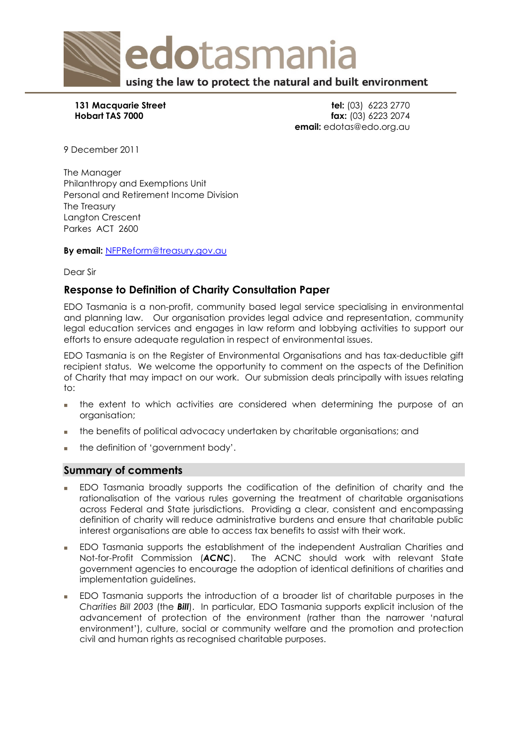**edotasmania**

using the law to protect the natural and built environment

**131 Macquarie Street**
**Hobart TAS 7000**

**tel:** (03) 6223 2770
**fax:** (03) 6223 2074
**email:** edotas@edo.org.au

9 December 2011

The Manager
Philanthropy and Exemptions Unit
Personal and Retirement Income Division
The Treasury
Langton Crescent
Parkes ACT 2600

**By email:** NFPReform@treasury.gov.au

Dear Sir

## Response to Definition of Charity Consultation Paper

EDO Tasmania is a non-profit, community based legal service specialising in environmental and planning law. Our organisation provides legal advice and representation, community legal education services and engages in law reform and lobbying activities to support our efforts to ensure adequate regulation in respect of environmental issues.

EDO Tasmania is on the Register of Environmental Organisations and has tax-deductible gift recipient status. We welcome the opportunity to comment on the aspects of the Definition of Charity that may impact on our work. Our submission deals principally with issues relating to:

- the extent to which activities are considered when determining the purpose of an organisation;
- the benefits of political advocacy undertaken by charitable organisations; and
- the definition of 'government body'.

### Summary of comments

- EDO Tasmania broadly supports the codification of the definition of charity and the rationalisation of the various rules governing the treatment of charitable organisations across Federal and State jurisdictions. Providing a clear, consistent and encompassing definition of charity will reduce administrative burdens and ensure that charitable public interest organisations are able to access tax benefits to assist with their work.
- EDO Tasmania supports the establishment of the independent Australian Charities and Not-for-Profit Commission (***ACNC***). The ACNC should work with relevant State government agencies to encourage the adoption of identical definitions of charities and implementation guidelines.
- EDO Tasmania supports the introduction of a broader list of charitable purposes in the *Charities Bill 2003* (the ***Bill***). In particular, EDO Tasmania supports explicit inclusion of the advancement of protection of the environment (rather than the narrower 'natural environment'), culture, social or community welfare and the promotion and protection civil and human rights as recognised charitable purposes.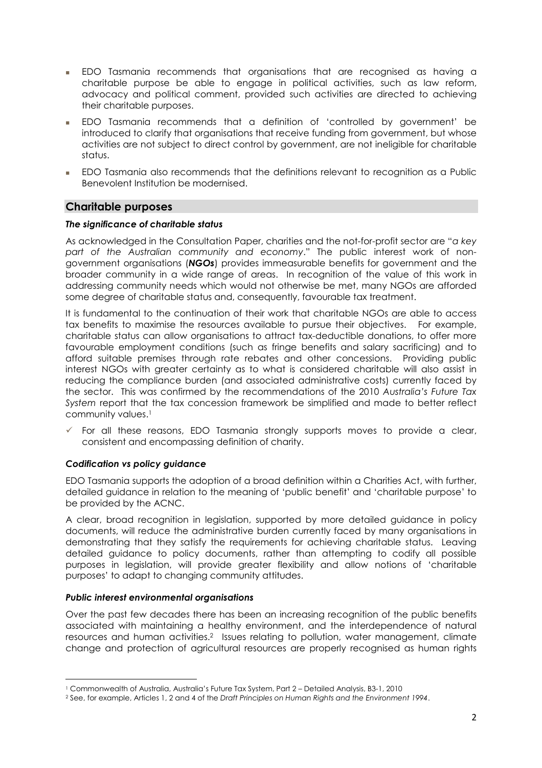- EDO Tasmania recommends that organisations that are recognised as having a charitable purpose be able to engage in political activities, such as law reform, advocacy and political comment, provided such activities are directed to achieving their charitable purposes.
- EDO Tasmania recommends that a definition of 'controlled by government' be introduced to clarify that organisations that receive funding from government, but whose activities are not subject to direct control by government, are not ineligible for charitable status.
- EDO Tasmania also recommends that the definitions relevant to recognition as a Public Benevolent Institution be modernised.

## Charitable purposes

### *The significance of charitable status*

As acknowledged in the Consultation Paper, charities and the not-for-profit sector are "*a key part of the Australian community and economy*." The public interest work of non-government organisations (***NGOs***) provides immeasurable benefits for government and the broader community in a wide range of areas. In recognition of the value of this work in addressing community needs which would not otherwise be met, many NGOs are afforded some degree of charitable status and, consequently, favourable tax treatment.

It is fundamental to the continuation of their work that charitable NGOs are able to access tax benefits to maximise the resources available to pursue their objectives. For example, charitable status can allow organisations to attract tax-deductible donations, to offer more favourable employment conditions (such as fringe benefits and salary sacrificing) and to afford suitable premises through rate rebates and other concessions. Providing public interest NGOs with greater certainty as to what is considered charitable will also assist in reducing the compliance burden (and associated administrative costs) currently faced by the sector. This was confirmed by the recommendations of the 2010 *Australia's Future Tax System* report that the tax concession framework be simplified and made to better reflect community values.[1]

- ✓ For all these reasons, EDO Tasmania strongly supports moves to provide a clear, consistent and encompassing definition of charity.

### *Codification vs policy guidance*

EDO Tasmania supports the adoption of a broad definition within a Charities Act, with further, detailed guidance in relation to the meaning of 'public benefit' and 'charitable purpose' to be provided by the ACNC.

A clear, broad recognition in legislation, supported by more detailed guidance in policy documents, will reduce the administrative burden currently faced by many organisations in demonstrating that they satisfy the requirements for achieving charitable status. Leaving detailed guidance to policy documents, rather than attempting to codify all possible purposes in legislation, will provide greater flexibility and allow notions of 'charitable purposes' to adapt to changing community attitudes.

### *Public interest environmental organisations*

Over the past few decades there has been an increasing recognition of the public benefits associated with maintaining a healthy environment, and the interdependence of natural resources and human activities.[2] Issues relating to pollution, water management, climate change and protection of agricultural resources are properly recognised as human rights

---

[1] Commonwealth of Australia, Australia's Future Tax System, Part 2 – Detailed Analysis, B3-1, 2010

[2] See, for example, Articles 1, 2 and 4 of the *Draft Principles on Human Rights and the Environment 1994*.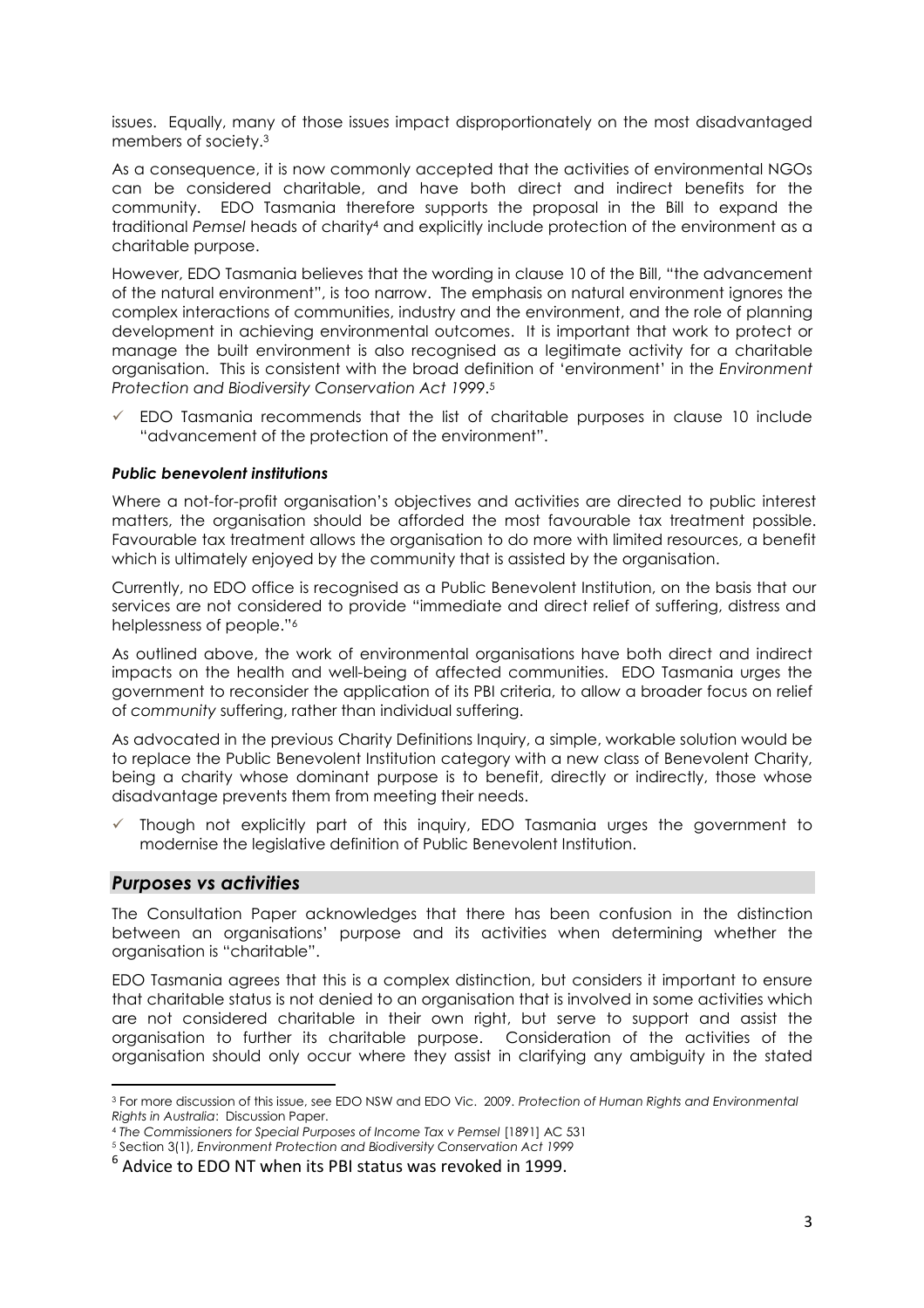issues. Equally, many of those issues impact disproportionately on the most disadvantaged members of society.[3]

As a consequence, it is now commonly accepted that the activities of environmental NGOs can be considered charitable, and have both direct and indirect benefits for the community. EDO Tasmania therefore supports the proposal in the Bill to expand the traditional *Pemsel* heads of charity[4] and explicitly include protection of the environment as a charitable purpose.

However, EDO Tasmania believes that the wording in clause 10 of the Bill, "the advancement of the natural environment", is too narrow. The emphasis on natural environment ignores the complex interactions of communities, industry and the environment, and the role of planning development in achieving environmental outcomes. It is important that work to protect or manage the built environment is also recognised as a legitimate activity for a charitable organisation. This is consistent with the broad definition of 'environment' in the *Environment Protection and Biodiversity Conservation Act 1999*.[5]

- ✓ EDO Tasmania recommends that the list of charitable purposes in clause 10 include "advancement of the protection of the environment".

#### *Public benevolent institutions*

Where a not-for-profit organisation's objectives and activities are directed to public interest matters, the organisation should be afforded the most favourable tax treatment possible. Favourable tax treatment allows the organisation to do more with limited resources, a benefit which is ultimately enjoyed by the community that is assisted by the organisation.

Currently, no EDO office is recognised as a Public Benevolent Institution, on the basis that our services are not considered to provide "immediate and direct relief of suffering, distress and helplessness of people."[6]

As outlined above, the work of environmental organisations have both direct and indirect impacts on the health and well-being of affected communities. EDO Tasmania urges the government to reconsider the application of its PBI criteria, to allow a broader focus on relief of *community* suffering, rather than individual suffering.

As advocated in the previous Charity Definitions Inquiry, a simple, workable solution would be to replace the Public Benevolent Institution category with a new class of Benevolent Charity, being a charity whose dominant purpose is to benefit, directly or indirectly, those whose disadvantage prevents them from meeting their needs.

- ✓ Though not explicitly part of this inquiry, EDO Tasmania urges the government to modernise the legislative definition of Public Benevolent Institution.

### *Purposes vs activities*

The Consultation Paper acknowledges that there has been confusion in the distinction between an organisations' purpose and its activities when determining whether the organisation is "charitable".

EDO Tasmania agrees that this is a complex distinction, but considers it important to ensure that charitable status is not denied to an organisation that is involved in some activities which are not considered charitable in their own right, but serve to support and assist the organisation to further its charitable purpose. Consideration of the activities of the organisation should only occur where they assist in clarifying any ambiguity in the stated

---

[3] For more discussion of this issue, see EDO NSW and EDO Vic. 2009. *Protection of Human Rights and Environmental Rights in Australia*: Discussion Paper.

[4] *The Commissioners for Special Purposes of Income Tax v Pemsel* [1891] AC 531

[5] Section 3(1), *Environment Protection and Biodiversity Conservation Act 1999*

[6] Advice to EDO NT when its PBI status was revoked in 1999.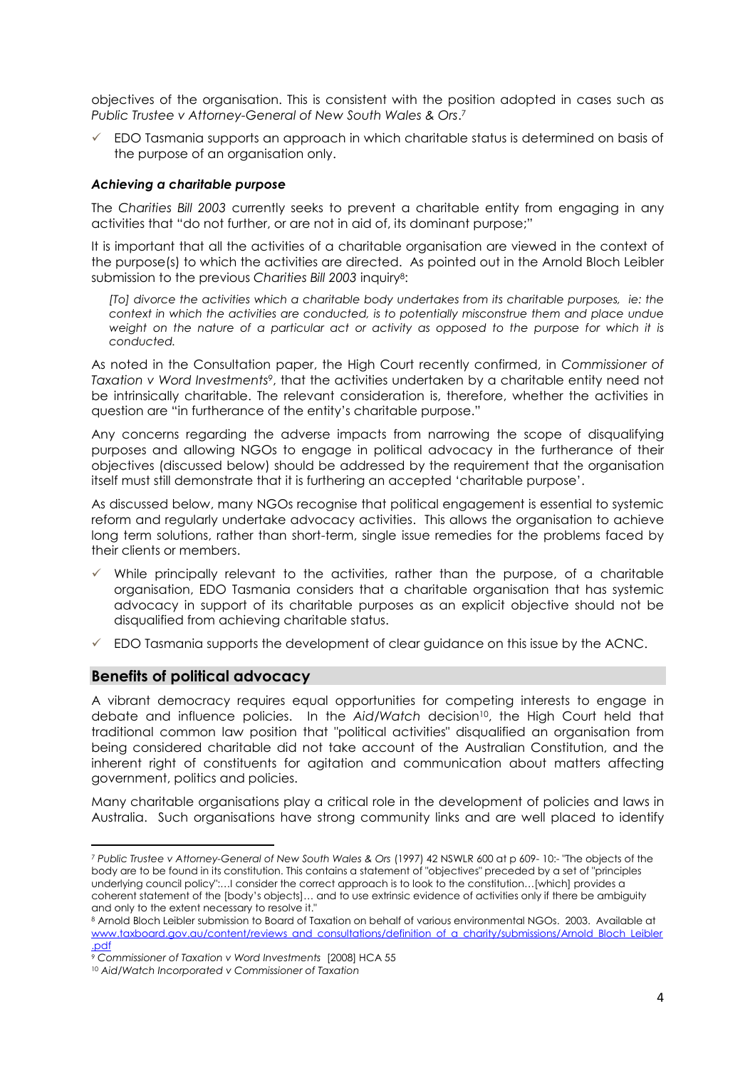objectives of the organisation. This is consistent with the position adopted in cases such as *Public Trustee v Attorney-General of New South Wales & Ors*.[7]

- ✓ EDO Tasmania supports an approach in which charitable status is determined on basis of the purpose of an organisation only.

***Achieving a charitable purpose***

The *Charities Bill 2003* currently seeks to prevent a charitable entity from engaging in any activities that "do not further, or are not in aid of, its dominant purpose;"

It is important that all the activities of a charitable organisation are viewed in the context of the purpose(s) to which the activities are directed. As pointed out in the Arnold Bloch Leibler submission to the previous *Charities Bill 2003* inquiry[8]:

> *[To] divorce the activities which a charitable body undertakes from its charitable purposes, ie: the context in which the activities are conducted, is to potentially misconstrue them and place undue weight on the nature of a particular act or activity as opposed to the purpose for which it is conducted.*

As noted in the Consultation paper, the High Court recently confirmed, in *Commissioner of Taxation v Word Investments*[9], that the activities undertaken by a charitable entity need not be intrinsically charitable. The relevant consideration is, therefore, whether the activities in question are "in furtherance of the entity's charitable purpose."

Any concerns regarding the adverse impacts from narrowing the scope of disqualifying purposes and allowing NGOs to engage in political advocacy in the furtherance of their objectives (discussed below) should be addressed by the requirement that the organisation itself must still demonstrate that it is furthering an accepted 'charitable purpose'.

As discussed below, many NGOs recognise that political engagement is essential to systemic reform and regularly undertake advocacy activities. This allows the organisation to achieve long term solutions, rather than short-term, single issue remedies for the problems faced by their clients or members.

- ✓ While principally relevant to the activities, rather than the purpose, of a charitable organisation, EDO Tasmania considers that a charitable organisation that has systemic advocacy in support of its charitable purposes as an explicit objective should not be disqualified from achieving charitable status.
- ✓ EDO Tasmania supports the development of clear guidance on this issue by the ACNC.

## Benefits of political advocacy

A vibrant democracy requires equal opportunities for competing interests to engage in debate and influence policies. In the *Aid/Watch* decision[10], the High Court held that traditional common law position that "political activities" disqualified an organisation from being considered charitable did not take account of the Australian Constitution, and the inherent right of constituents for agitation and communication about matters affecting government, politics and policies.

Many charitable organisations play a critical role in the development of policies and laws in Australia. Such organisations have strong community links and are well placed to identify

---

[7] *Public Trustee v Attorney-General of New South Wales & Ors* (1997) 42 NSWLR 600 at p 609- 10:- "The objects of the body are to be found in its constitution. This contains a statement of "objectives" preceded by a set of "principles underlying council policy":...I consider the correct approach is to look to the constitution…[which] provides a coherent statement of the [body's objects]… and to use extrinsic evidence of activities only if there be ambiguity and only to the extent necessary to resolve it."

[8] Arnold Bloch Leibler submission to Board of Taxation on behalf of various environmental NGOs. 2003. Available at www.taxboard.gov.au/content/reviews_and_consultations/definition_of_a_charity/submissions/Arnold_Bloch_Leibler.pdf

[9] *Commissioner of Taxation v Word Investments* [2008] HCA 55

[10] *Aid/Watch Incorporated v Commissioner of Taxation*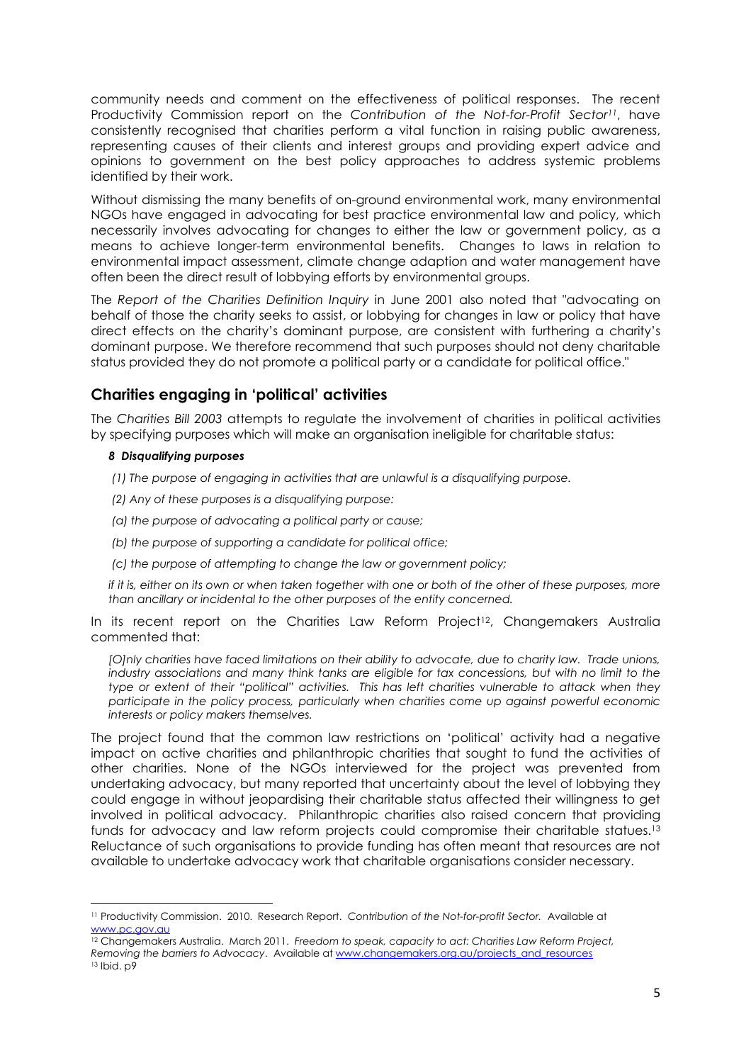community needs and comment on the effectiveness of political responses. The recent Productivity Commission report on the *Contribution of the Not-for-Profit Sector*[11], have consistently recognised that charities perform a vital function in raising public awareness, representing causes of their clients and interest groups and providing expert advice and opinions to government on the best policy approaches to address systemic problems identified by their work.

Without dismissing the many benefits of on-ground environmental work, many environmental NGOs have engaged in advocating for best practice environmental law and policy, which necessarily involves advocating for changes to either the law or government policy, as a means to achieve longer-term environmental benefits. Changes to laws in relation to environmental impact assessment, climate change adaption and water management have often been the direct result of lobbying efforts by environmental groups.

The *Report of the Charities Definition Inquiry* in June 2001 also noted that "advocating on behalf of those the charity seeks to assist, or lobbying for changes in law or policy that have direct effects on the charity's dominant purpose, are consistent with furthering a charity's dominant purpose. We therefore recommend that such purposes should not deny charitable status provided they do not promote a political party or a candidate for political office."

## Charities engaging in 'political' activities

The *Charities Bill 2003* attempts to regulate the involvement of charities in political activities by specifying purposes which will make an organisation ineligible for charitable status:

> ***8 Disqualifying purposes***
>
> *(1) The purpose of engaging in activities that are unlawful is a disqualifying purpose.*
>
> *(2) Any of these purposes is a disqualifying purpose:*
>
> *(a) the purpose of advocating a political party or cause;*
>
> *(b) the purpose of supporting a candidate for political office;*
>
> *(c) the purpose of attempting to change the law or government policy;*
>
> *if it is, either on its own or when taken together with one or both of the other of these purposes, more than ancillary or incidental to the other purposes of the entity concerned.*

In its recent report on the Charities Law Reform Project[12], Changemakers Australia commented that:

> *[O]nly charities have faced limitations on their ability to advocate, due to charity law. Trade unions, industry associations and many think tanks are eligible for tax concessions, but with no limit to the type or extent of their "political" activities. This has left charities vulnerable to attack when they participate in the policy process, particularly when charities come up against powerful economic interests or policy makers themselves.*

The project found that the common law restrictions on 'political' activity had a negative impact on active charities and philanthropic charities that sought to fund the activities of other charities. None of the NGOs interviewed for the project was prevented from undertaking advocacy, but many reported that uncertainty about the level of lobbying they could engage in without jeopardising their charitable status affected their willingness to get involved in political advocacy. Philanthropic charities also raised concern that providing funds for advocacy and law reform projects could compromise their charitable statues.[13] Reluctance of such organisations to provide funding has often meant that resources are not available to undertake advocacy work that charitable organisations consider necessary.

---

[11] Productivity Commission. 2010. Research Report. *Contribution of the Not-for-profit Sector.* Available at www.pc.gov.au

[12] Changemakers Australia. March 2011. *Freedom to speak, capacity to act: Charities Law Reform Project, Removing the barriers to Advocacy*. Available at www.changemakers.org.au/projects_and_resources

[13] Ibid. p9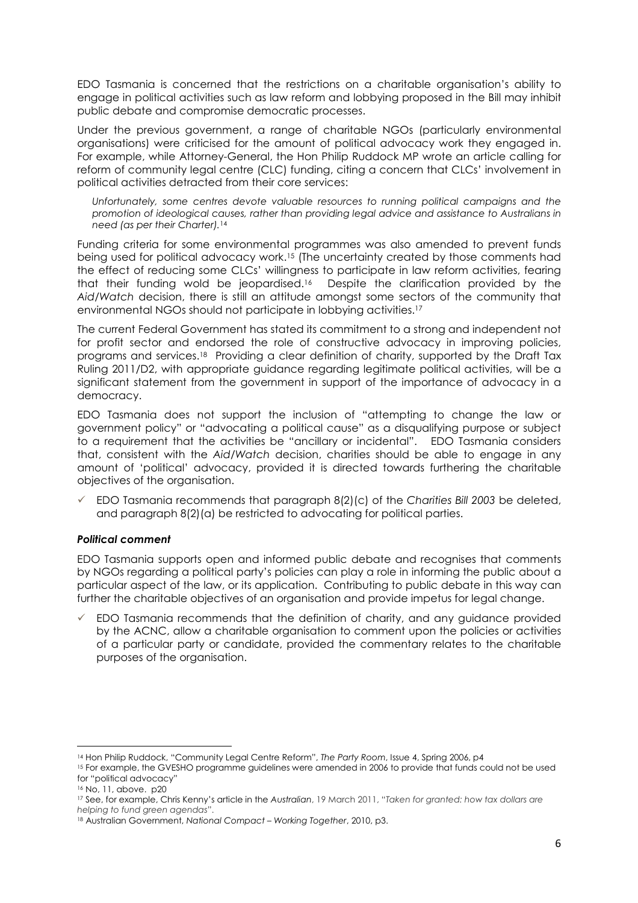EDO Tasmania is concerned that the restrictions on a charitable organisation's ability to engage in political activities such as law reform and lobbying proposed in the Bill may inhibit public debate and compromise democratic processes.

Under the previous government, a range of charitable NGOs (particularly environmental organisations) were criticised for the amount of political advocacy work they engaged in. For example, while Attorney-General, the Hon Philip Ruddock MP wrote an article calling for reform of community legal centre (CLC) funding, citing a concern that CLCs' involvement in political activities detracted from their core services:

> *Unfortunately, some centres devote valuable resources to running political campaigns and the promotion of ideological causes, rather than providing legal advice and assistance to Australians in need (as per their Charter).*[14]

Funding criteria for some environmental programmes was also amended to prevent funds being used for political advocacy work.[15] (The uncertainty created by those comments had the effect of reducing some CLCs' willingness to participate in law reform activities, fearing that their funding wold be jeopardised.[16] Despite the clarification provided by the *Aid/Watch* decision, there is still an attitude amongst some sectors of the community that environmental NGOs should not participate in lobbying activities.[17]

The current Federal Government has stated its commitment to a strong and independent not for profit sector and endorsed the role of constructive advocacy in improving policies, programs and services.[18] Providing a clear definition of charity, supported by the Draft Tax Ruling 2011/D2, with appropriate guidance regarding legitimate political activities, will be a significant statement from the government in support of the importance of advocacy in a democracy.

EDO Tasmania does not support the inclusion of "attempting to change the law or government policy" or "advocating a political cause" as a disqualifying purpose or subject to a requirement that the activities be "ancillary or incidental". EDO Tasmania considers that, consistent with the *Aid/Watch* decision, charities should be able to engage in any amount of 'political' advocacy, provided it is directed towards furthering the charitable objectives of the organisation.

- ✓ EDO Tasmania recommends that paragraph 8(2)(c) of the *Charities Bill 2003* be deleted, and paragraph 8(2)(a) be restricted to advocating for political parties.

### *Political comment*

EDO Tasmania supports open and informed public debate and recognises that comments by NGOs regarding a political party's policies can play a role in informing the public about a particular aspect of the law, or its application. Contributing to public debate in this way can further the charitable objectives of an organisation and provide impetus for legal change.

- ✓ EDO Tasmania recommends that the definition of charity, and any guidance provided by the ACNC, allow a charitable organisation to comment upon the policies or activities of a particular party or candidate, provided the commentary relates to the charitable purposes of the organisation.

---

[14] Hon Philip Ruddock, "Community Legal Centre Reform", *The Party Room*, Issue 4, Spring 2006, p4

[15] For example, the GVESHO programme guidelines were amended in 2006 to provide that funds could not be used for "political advocacy"

[16] No, 11, above. p20

[17] See, for example, Chris Kenny's article in the *Australian*, 19 March 2011, "*Taken for granted: how tax dollars are helping to fund green agendas*".

[18] Australian Government, *National Compact – Working Together*, 2010, p3.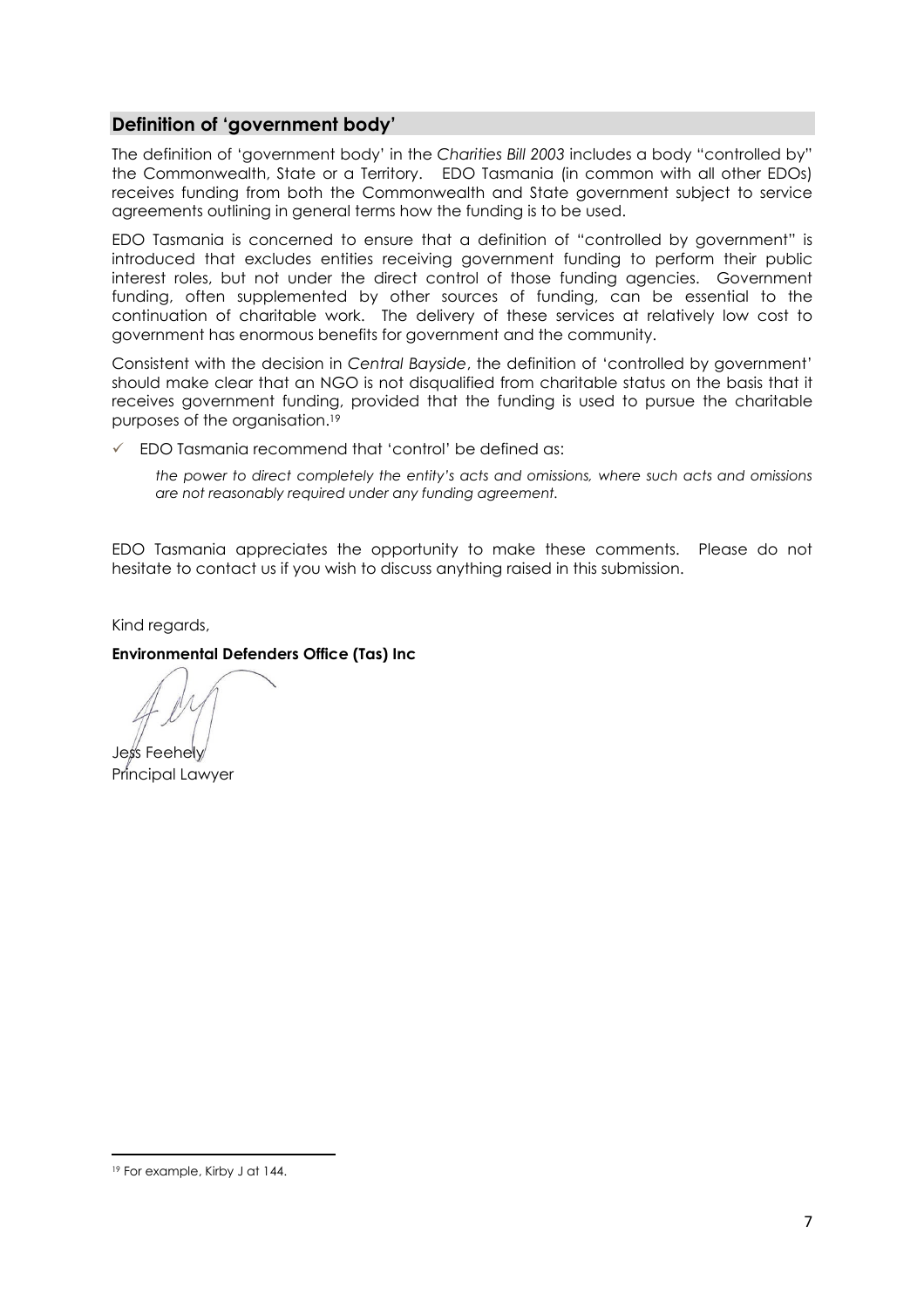## Definition of 'government body'

The definition of 'government body' in the *Charities Bill 2003* includes a body "controlled by" the Commonwealth, State or a Territory. EDO Tasmania (in common with all other EDOs) receives funding from both the Commonwealth and State government subject to service agreements outlining in general terms how the funding is to be used.

EDO Tasmania is concerned to ensure that a definition of "controlled by government" is introduced that excludes entities receiving government funding to perform their public interest roles, but not under the direct control of those funding agencies. Government funding, often supplemented by other sources of funding, can be essential to the continuation of charitable work. The delivery of these services at relatively low cost to government has enormous benefits for government and the community.

Consistent with the decision in *Central Bayside*, the definition of 'controlled by government' should make clear that an NGO is not disqualified from charitable status on the basis that it receives government funding, provided that the funding is used to pursue the charitable purposes of the organisation.[19]

- ✓ EDO Tasmania recommend that 'control' be defined as:

  *the power to direct completely the entity's acts and omissions, where such acts and omissions are not reasonably required under any funding agreement.*

EDO Tasmania appreciates the opportunity to make these comments. Please do not hesitate to contact us if you wish to discuss anything raised in this submission.

Kind regards,

**Environmental Defenders Office (Tas) Inc**

Jess Feehely
Principal Lawyer

[19] For example, Kirby J at 144.